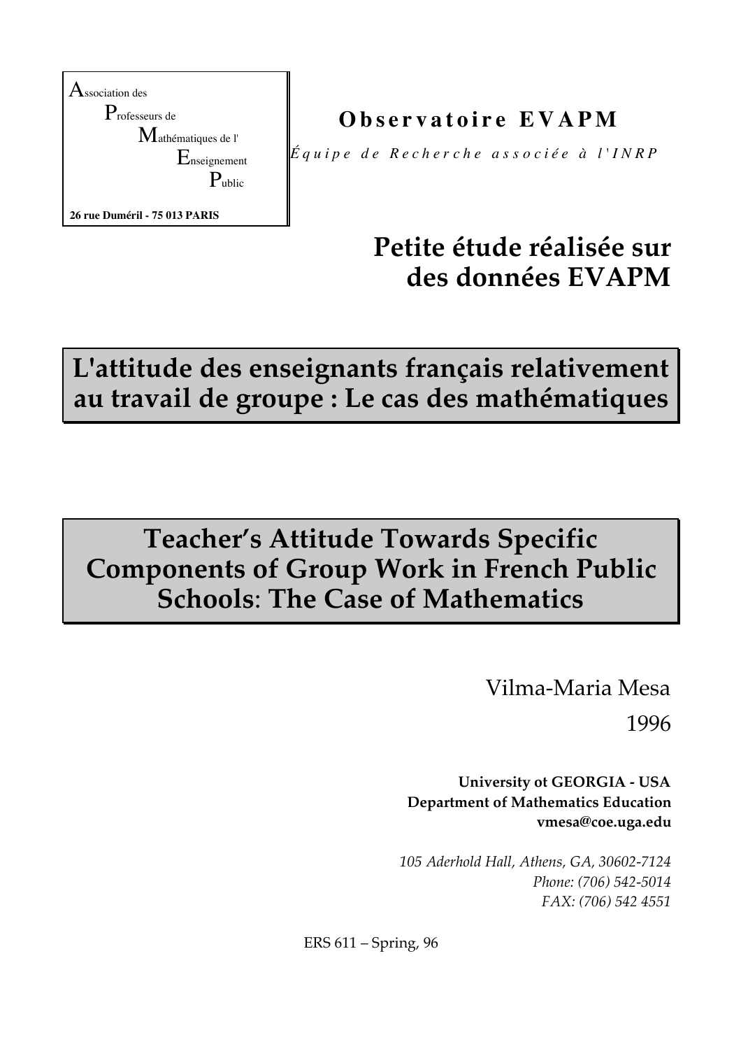**A**ssociation des
**P**rofesseurs de
**M**athématiques de l'
**E**nseignement
**P**ublic

**26 rue Duméril - 75 013 PARIS**

**Observatoire EVAPM**

*Équipe de Recherche associée à l'INRP*

# Petite étude réalisée sur des données EVAPM

# L'attitude des enseignants français relativement au travail de groupe : Le cas des mathématiques

# Teacher's Attitude Towards Specific Components of Group Work in French Public Schools: The Case of Mathematics

Vilma-Maria Mesa

1996

**University ot GEORGIA - USA**
**Department of Mathematics Education**
**vmesa@coe.uga.edu**

*105 Aderhold Hall, Athens, GA, 30602-7124*
*Phone: (706) 542-5014*
*FAX: (706) 542 4551*

ERS 611 – Spring, 96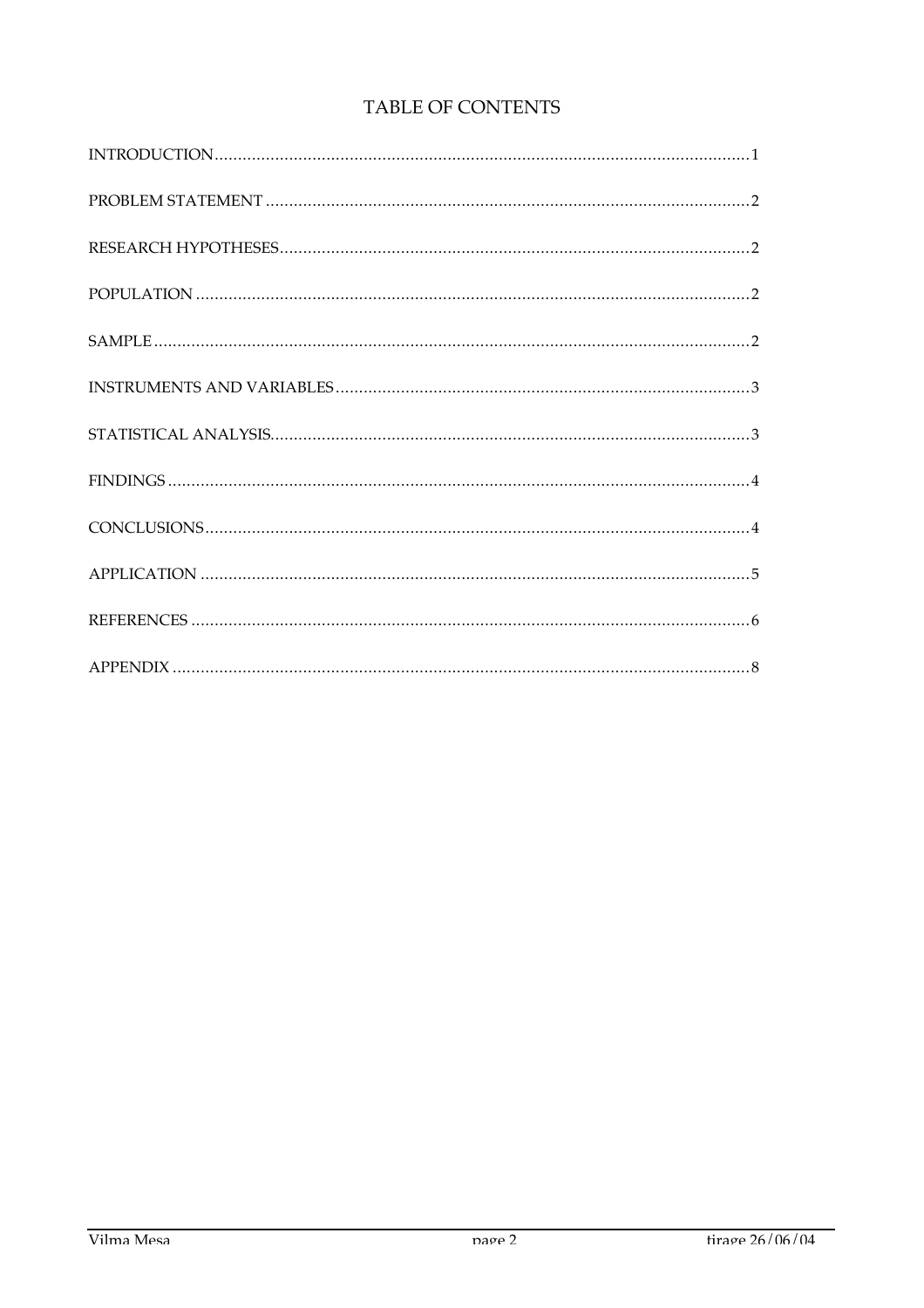# TABLE OF CONTENTS

INTRODUCTION .......................................................... 1

PROBLEM STATEMENT .................................................. 2

RESEARCH HYPOTHESES .............................................. 2

POPULATION .............................................................. 2

SAMPLE ...................................................................... 2

INSTRUMENTS AND VARIABLES ................................. 3

STATISTICAL ANALYSIS ............................................... 3

FINDINGS ................................................................... 4

CONCLUSIONS ............................................................ 4

APPLICATION ............................................................. 5

REFERENCES ............................................................... 6

APPENDIX .................................................................. 8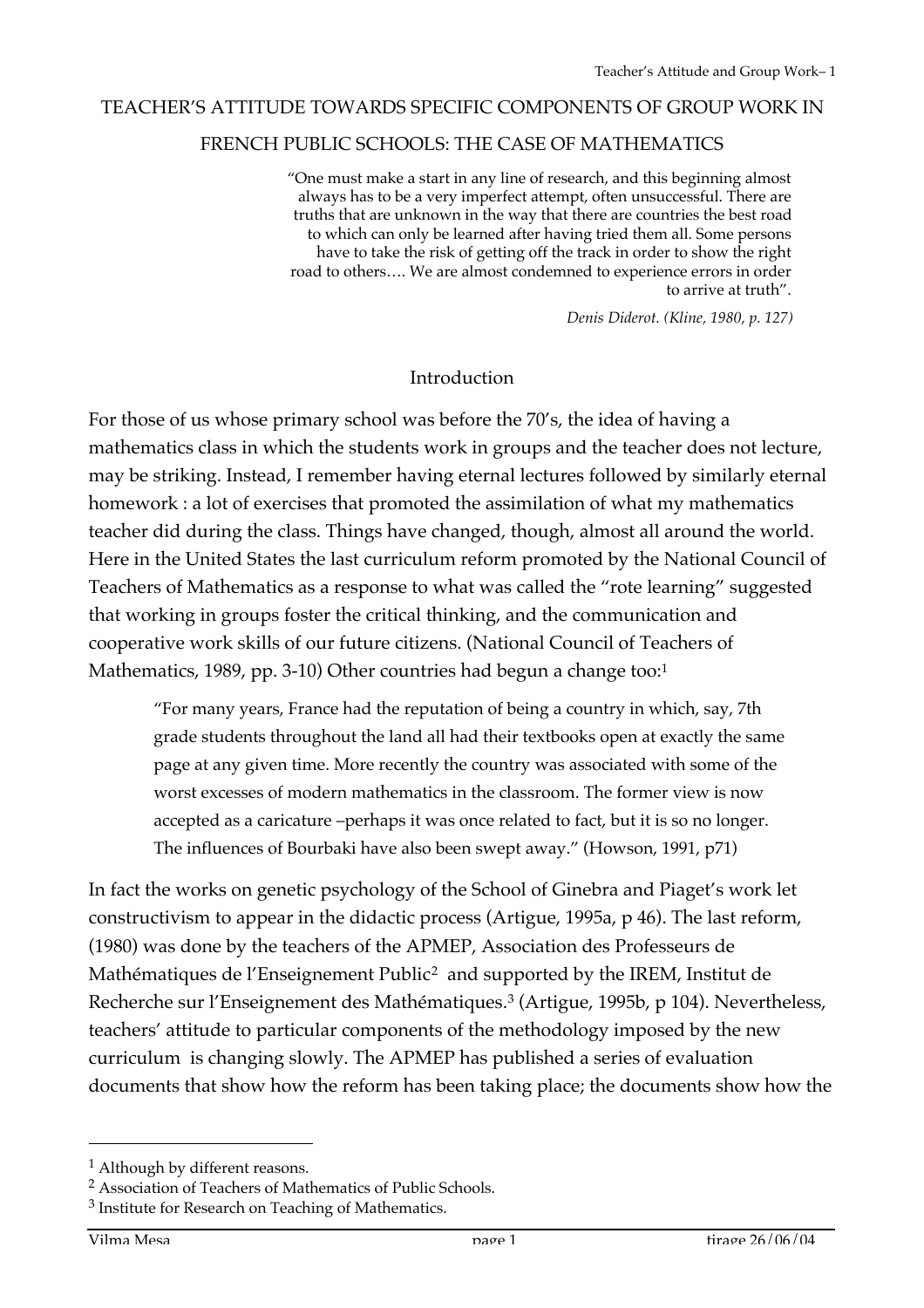TEACHER'S ATTITUDE TOWARDS SPECIFIC COMPONENTS OF GROUP WORK IN FRENCH PUBLIC SCHOOLS: THE CASE OF MATHEMATICS

> "One must make a start in any line of research, and this beginning almost always has to be a very imperfect attempt, often unsuccessful. There are truths that are unknown in the way that there are countries the best road to which can only be learned after having tried them all. Some persons have to take the risk of getting off the track in order to show the right road to others…. We are almost condemned to experience errors in order to arrive at truth".
>
> *Denis Diderot. (Kline, 1980, p. 127)*

## Introduction

For those of us whose primary school was before the 70's, the idea of having a mathematics class in which the students work in groups and the teacher does not lecture, may be striking. Instead, I remember having eternal lectures followed by similarly eternal homework : a lot of exercises that promoted the assimilation of what my mathematics teacher did during the class. Things have changed, though, almost all around the world. Here in the United States the last curriculum reform promoted by the National Council of Teachers of Mathematics as a response to what was called the "rote learning" suggested that working in groups foster the critical thinking, and the communication and cooperative work skills of our future citizens. (National Council of Teachers of Mathematics, 1989, pp. 3-10) Other countries had begun a change too:[1]

> "For many years, France had the reputation of being a country in which, say, 7th grade students throughout the land all had their textbooks open at exactly the same page at any given time. More recently the country was associated with some of the worst excesses of modern mathematics in the classroom. The former view is now accepted as a caricature –perhaps it was once related to fact, but it is so no longer. The influences of Bourbaki have also been swept away." (Howson, 1991, p71)

In fact the works on genetic psychology of the School of Ginebra and Piaget's work let constructivism to appear in the didactic process (Artigue, 1995a, p 46). The last reform, (1980) was done by the teachers of the APMEP, Association des Professeurs de Mathématiques de l'Enseignement Public[2] and supported by the IREM, Institut de Recherche sur l'Enseignement des Mathématiques.[3] (Artigue, 1995b, p 104). Nevertheless, teachers' attitude to particular components of the methodology imposed by the new curriculum is changing slowly. The APMEP has published a series of evaluation documents that show how the reform has been taking place; the documents show how the

---

[1] Although by different reasons.

[2] Association of Teachers of Mathematics of Public Schools.

[3] Institute for Research on Teaching of Mathematics.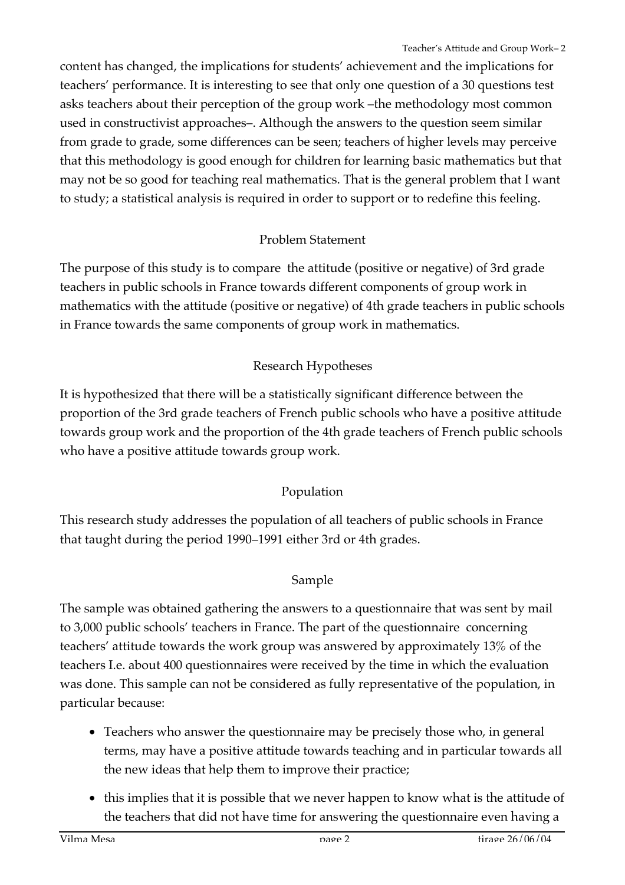content has changed, the implications for students' achievement and the implications for teachers' performance. It is interesting to see that only one question of a 30 questions test asks teachers about their perception of the group work –the methodology most common used in constructivist approaches–. Although the answers to the question seem similar from grade to grade, some differences can be seen; teachers of higher levels may perceive that this methodology is good enough for children for learning basic mathematics but that may not be so good for teaching real mathematics. That is the general problem that I want to study; a statistical analysis is required in order to support or to redefine this feeling.

## Problem Statement

The purpose of this study is to compare the attitude (positive or negative) of 3rd grade teachers in public schools in France towards different components of group work in mathematics with the attitude (positive or negative) of 4th grade teachers in public schools in France towards the same components of group work in mathematics.

## Research Hypotheses

It is hypothesized that there will be a statistically significant difference between the proportion of the 3rd grade teachers of French public schools who have a positive attitude towards group work and the proportion of the 4th grade teachers of French public schools who have a positive attitude towards group work.

## Population

This research study addresses the population of all teachers of public schools in France that taught during the period 1990–1991 either 3rd or 4th grades.

## Sample

The sample was obtained gathering the answers to a questionnaire that was sent by mail to 3,000 public schools' teachers in France. The part of the questionnaire concerning teachers' attitude towards the work group was answered by approximately 13% of the teachers I.e. about 400 questionnaires were received by the time in which the evaluation was done. This sample can not be considered as fully representative of the population, in particular because:

- Teachers who answer the questionnaire may be precisely those who, in general terms, may have a positive attitude towards teaching and in particular towards all the new ideas that help them to improve their practice;
- this implies that it is possible that we never happen to know what is the attitude of the teachers that did not have time for answering the questionnaire even having a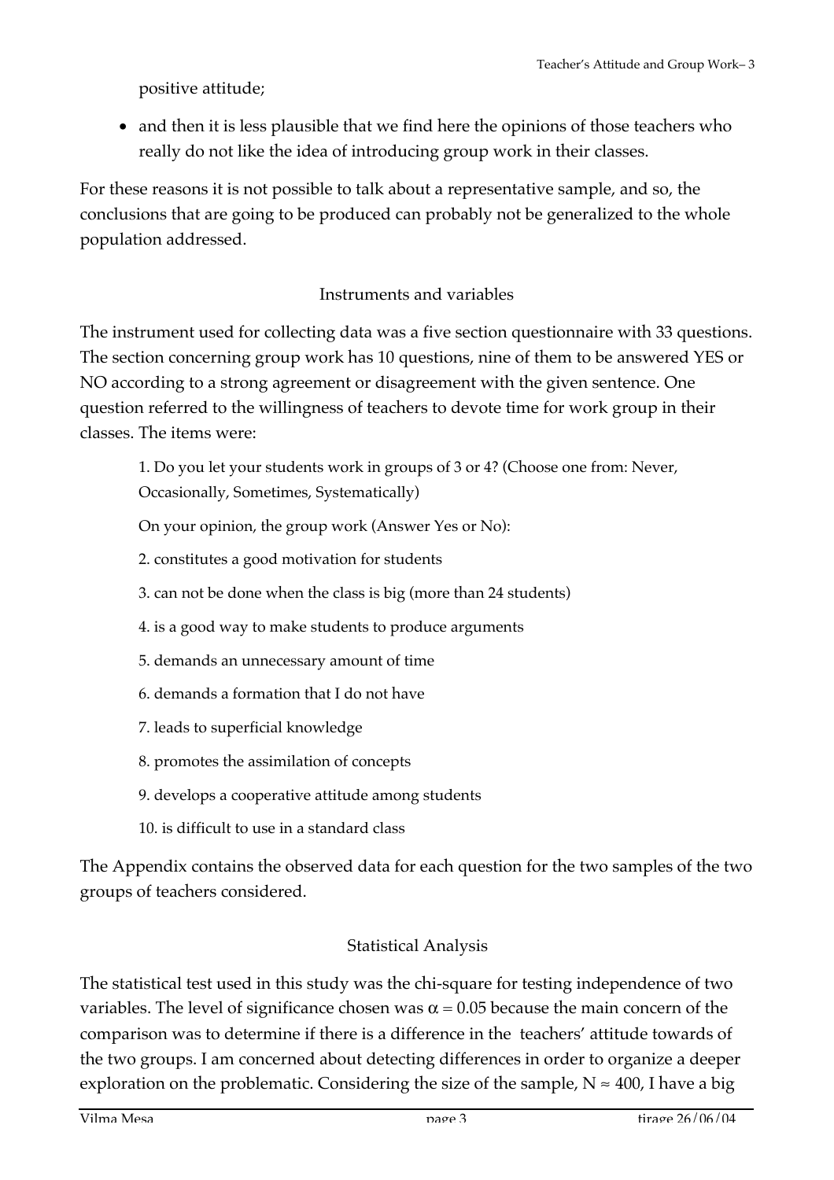positive attitude;

- and then it is less plausible that we find here the opinions of those teachers who really do not like the idea of introducing group work in their classes.

For these reasons it is not possible to talk about a representative sample, and so, the conclusions that are going to be produced can probably not be generalized to the whole population addressed.

## Instruments and variables

The instrument used for collecting data was a five section questionnaire with 33 questions. The section concerning group work has 10 questions, nine of them to be answered YES or NO according to a strong agreement or disagreement with the given sentence. One question referred to the willingness of teachers to devote time for work group in their classes. The items were:

1. Do you let your students work in groups of 3 or 4? (Choose one from: Never, Occasionally, Sometimes, Systematically)

On your opinion, the group work (Answer Yes or No):

2. constitutes a good motivation for students
3. can not be done when the class is big (more than 24 students)
4. is a good way to make students to produce arguments
5. demands an unnecessary amount of time
6. demands a formation that I do not have
7. leads to superficial knowledge
8. promotes the assimilation of concepts
9. develops a cooperative attitude among students
10. is difficult to use in a standard class

The Appendix contains the observed data for each question for the two samples of the two groups of teachers considered.

## Statistical Analysis

The statistical test used in this study was the chi-square for testing independence of two variables. The level of significance chosen was $\alpha = 0.05$ because the main concern of the comparison was to determine if there is a difference in the teachers' attitude towards of the two groups. I am concerned about detecting differences in order to organize a deeper exploration on the problematic. Considering the size of the sample, $N \approx 400$, I have a big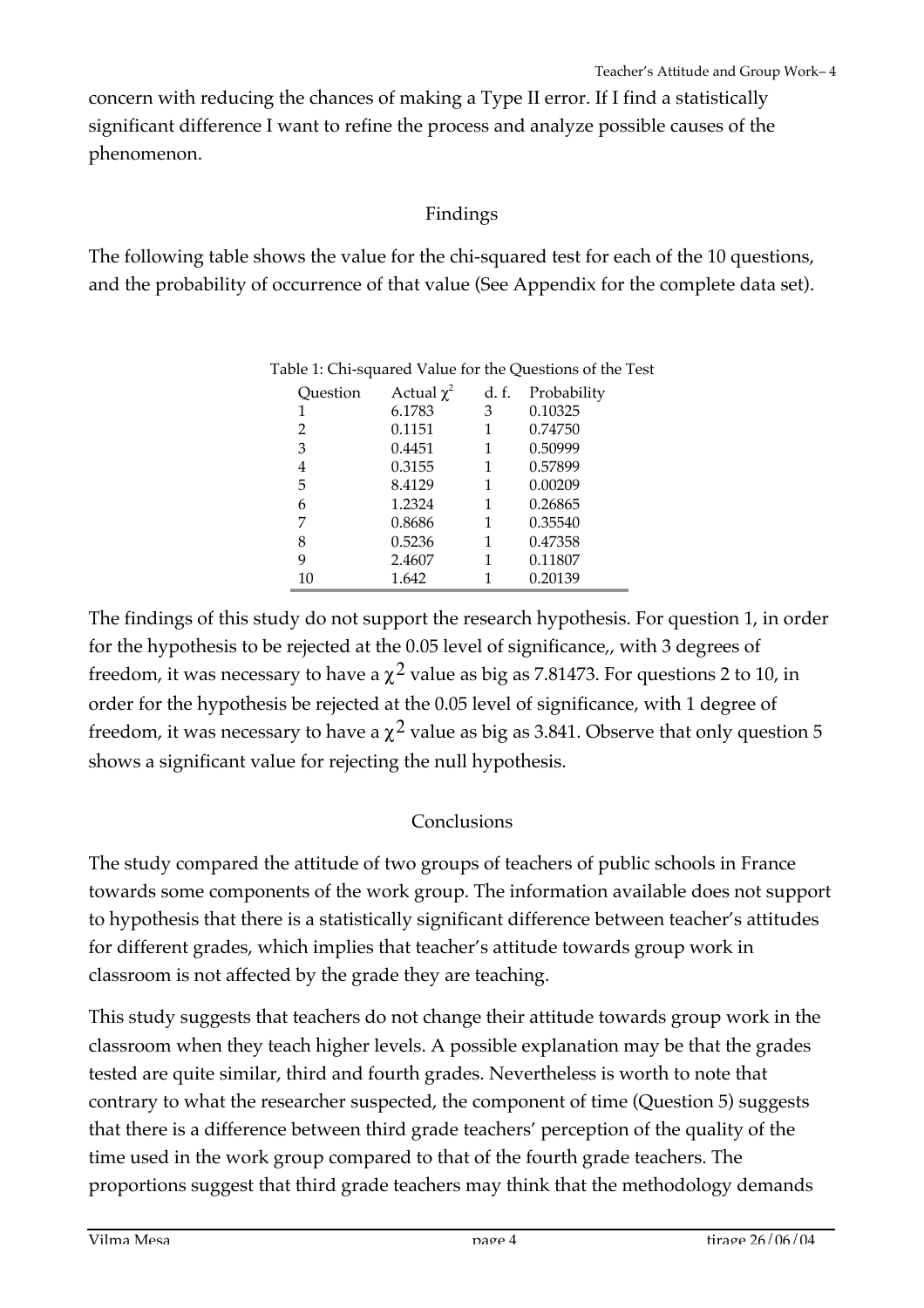concern with reducing the chances of making a Type II error. If I find a statistically significant difference I want to refine the process and analyze possible causes of the phenomenon.

## Findings

The following table shows the value for the chi-squared test for each of the 10 questions, and the probability of occurrence of that value (See Appendix for the complete data set).

Table 1: Chi-squared Value for the Questions of the Test

| Question | Actual $\chi^2$ | d. f. | Probability |
|---|---|---|---|
| 1 | 6.1783 | 3 | 0.10325 |
| 2 | 0.1151 | 1 | 0.74750 |
| 3 | 0.4451 | 1 | 0.50999 |
| 4 | 0.3155 | 1 | 0.57899 |
| 5 | 8.4129 | 1 | 0.00209 |
| 6 | 1.2324 | 1 | 0.26865 |
| 7 | 0.8686 | 1 | 0.35540 |
| 8 | 0.5236 | 1 | 0.47358 |
| 9 | 2.4607 | 1 | 0.11807 |
| 10 | 1.642 | 1 | 0.20139 |

The findings of this study do not support the research hypothesis. For question 1, in order for the hypothesis to be rejected at the 0.05 level of significance,, with 3 degrees of freedom, it was necessary to have a $\chi^2$ value as big as 7.81473. For questions 2 to 10, in order for the hypothesis be rejected at the 0.05 level of significance, with 1 degree of freedom, it was necessary to have a $\chi^2$ value as big as 3.841. Observe that only question 5 shows a significant value for rejecting the null hypothesis.

## Conclusions

The study compared the attitude of two groups of teachers of public schools in France towards some components of the work group. The information available does not support to hypothesis that there is a statistically significant difference between teacher's attitudes for different grades, which implies that teacher's attitude towards group work in classroom is not affected by the grade they are teaching.

This study suggests that teachers do not change their attitude towards group work in the classroom when they teach higher levels. A possible explanation may be that the grades tested are quite similar, third and fourth grades. Nevertheless is worth to note that contrary to what the researcher suspected, the component of time (Question 5) suggests that there is a difference between third grade teachers' perception of the quality of the time used in the work group compared to that of the fourth grade teachers. The proportions suggest that third grade teachers may think that the methodology demands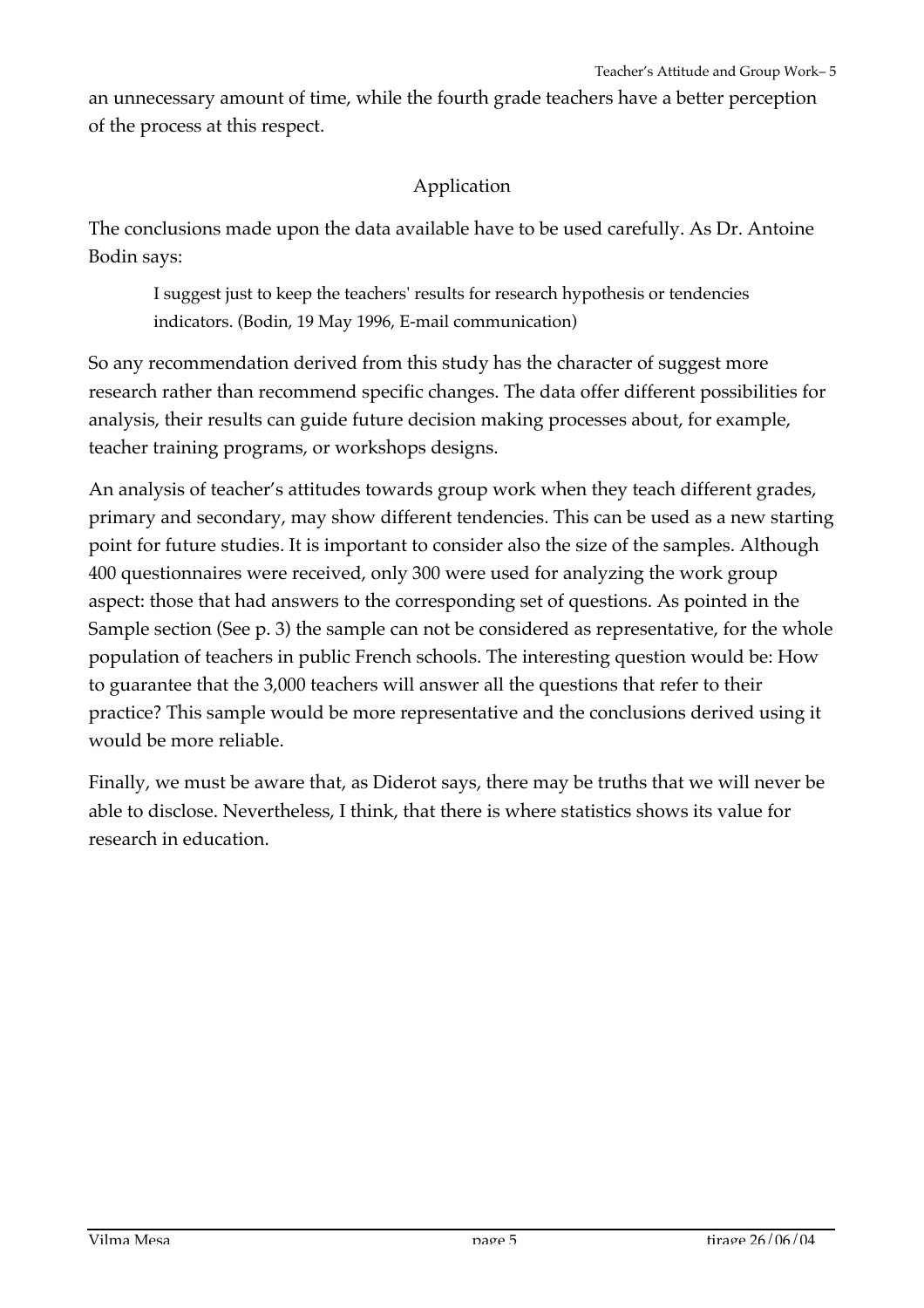an unnecessary amount of time, while the fourth grade teachers have a better perception of the process at this respect.

## Application

The conclusions made upon the data available have to be used carefully. As Dr. Antoine Bodin says:

> I suggest just to keep the teachers' results for research hypothesis or tendencies indicators. (Bodin, 19 May 1996, E-mail communication)

So any recommendation derived from this study has the character of suggest more research rather than recommend specific changes. The data offer different possibilities for analysis, their results can guide future decision making processes about, for example, teacher training programs, or workshops designs.

An analysis of teacher's attitudes towards group work when they teach different grades, primary and secondary, may show different tendencies. This can be used as a new starting point for future studies. It is important to consider also the size of the samples. Although 400 questionnaires were received, only 300 were used for analyzing the work group aspect: those that had answers to the corresponding set of questions. As pointed in the Sample section (See p. 3) the sample can not be considered as representative, for the whole population of teachers in public French schools. The interesting question would be: How to guarantee that the 3,000 teachers will answer all the questions that refer to their practice? This sample would be more representative and the conclusions derived using it would be more reliable.

Finally, we must be aware that, as Diderot says, there may be truths that we will never be able to disclose. Nevertheless, I think, that there is where statistics shows its value for research in education.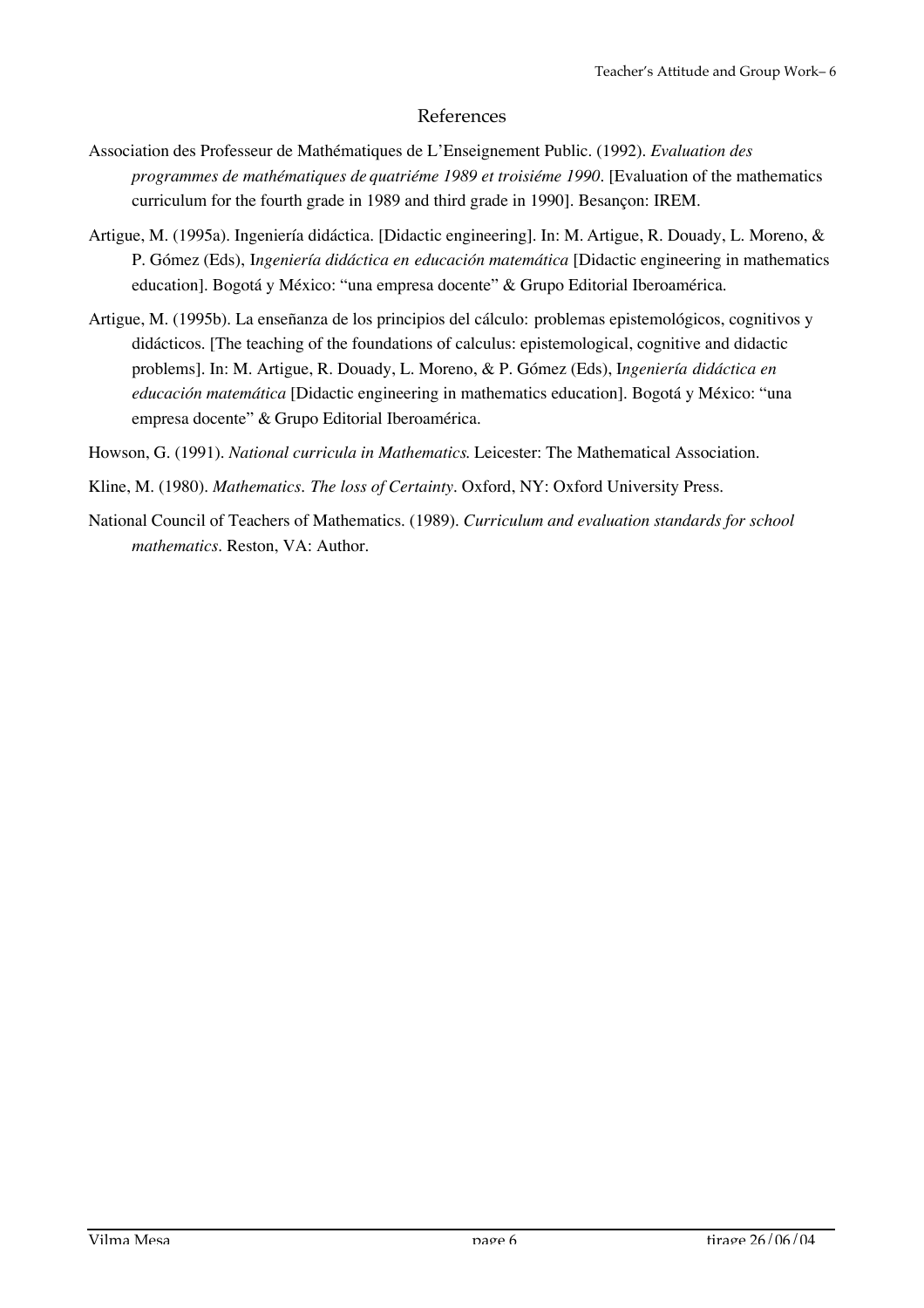## References

Association des Professeur de Mathématiques de L'Enseignement Public. (1992). *Evaluation des programmes de mathématiques de quatriéme 1989 et troisiéme 1990*. [Evaluation of the mathematics curriculum for the fourth grade in 1989 and third grade in 1990]. Besançon: IREM.

Artigue, M. (1995a). Ingeniería didáctica. [Didactic engineering]. In: M. Artigue, R. Douady, L. Moreno, & P. Gómez (Eds), I*ngeniería didáctica en educación matemática* [Didactic engineering in mathematics education]. Bogotá y México: "una empresa docente" & Grupo Editorial Iberoamérica.

Artigue, M. (1995b). La enseñanza de los principios del cálculo: problemas epistemológicos, cognitivos y didácticos. [The teaching of the foundations of calculus: epistemological, cognitive and didactic problems]. In: M. Artigue, R. Douady, L. Moreno, & P. Gómez (Eds), I*ngeniería didáctica en educación matemática* [Didactic engineering in mathematics education]. Bogotá y México: "una empresa docente" & Grupo Editorial Iberoamérica.

Howson, G. (1991). *National curricula in Mathematics.* Leicester: The Mathematical Association.

Kline, M. (1980). *Mathematics. The loss of Certainty*. Oxford, NY: Oxford University Press.

National Council of Teachers of Mathematics. (1989). *Curriculum and evaluation standards for school mathematics*. Reston, VA: Author.